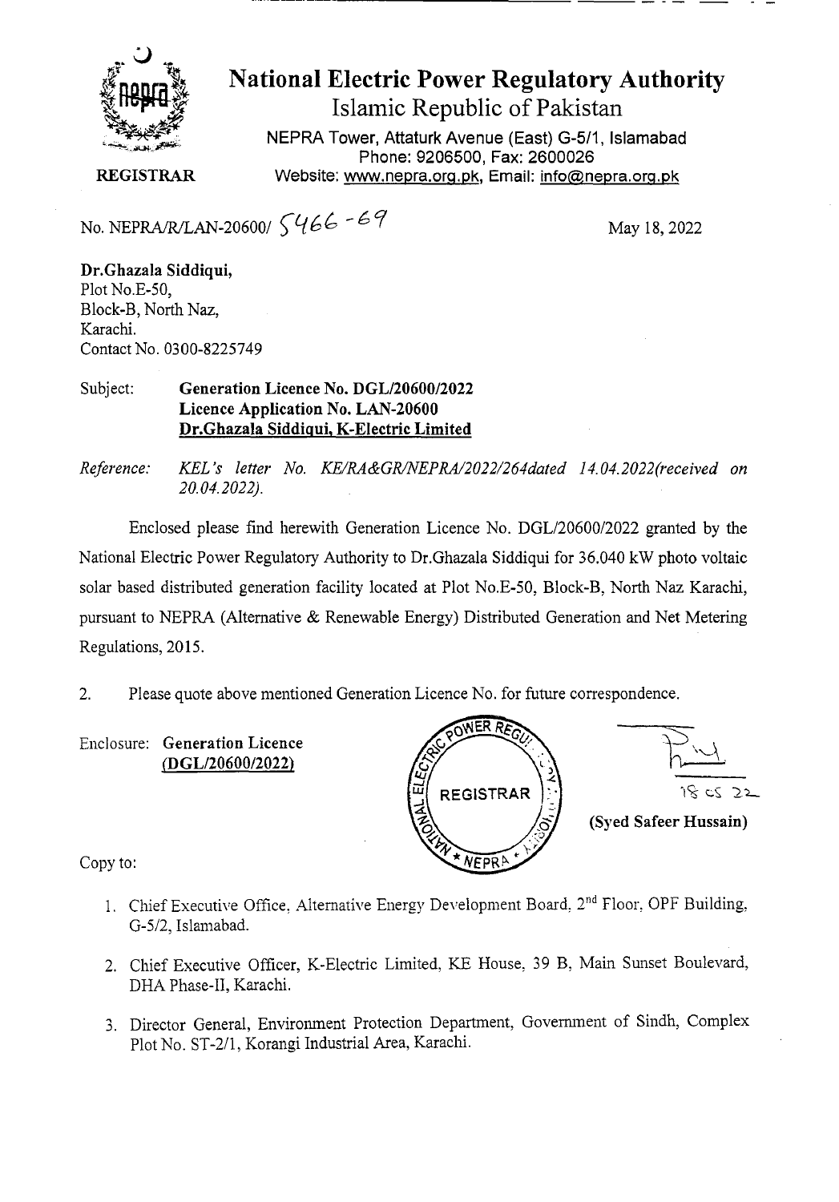# National Electric Power Regulatory Authority

## Islamic Republic of Pakistan

NEPRA Tower, Attaturk Avenue (East) G-5/1, Islamabad
Phone: 9206500, Fax: 2600026
Website: www.nepra.org.pk, Email: info@nepra.org.pk

**REGISTRAR**

No. NEPRA/R/LAN-20600/ 5466 - 69

May 18, 2022

**Dr.Ghazala Siddiqui,**
Plot No.E-50,
Block-B, North Naz,
Karachi.
Contact No. 0300-8225749

Subject: **Generation Licence No. DGL/20600/2022**
**Licence Application No. LAN-20600**
**Dr.Ghazala Siddiqui, K-Electric Limited**

*Reference: KEL's letter No. KE/RA&GR/NEPRA/2022/264dated 14.04.2022(received on 20.04.2022).*

Enclosed please find herewith Generation Licence No. DGL/20600/2022 granted by the National Electric Power Regulatory Authority to Dr.Ghazala Siddiqui for 36.040 kW photo voltaic solar based distributed generation facility located at Plot No.E-50, Block-B, North Naz Karachi, pursuant to NEPRA (Alternative & Renewable Energy) Distributed Generation and Net Metering Regulations, 2015.

2. Please quote above mentioned Generation Licence No. for future correspondence.

Enclosure: **Generation Licence (DGL/20600/2022)**

18 05 22

**(Syed Safeer Hussain)**

Copy to:

1. Chief Executive Office, Alternative Energy Development Board, 2nd Floor, OPF Building, G-5/2, Islamabad.
2. Chief Executive Officer, K-Electric Limited, KE House, 39 B, Main Sunset Boulevard, DHA Phase-II, Karachi.
3. Director General, Environment Protection Department, Government of Sindh, Complex Plot No. ST-2/1, Korangi Industrial Area, Karachi.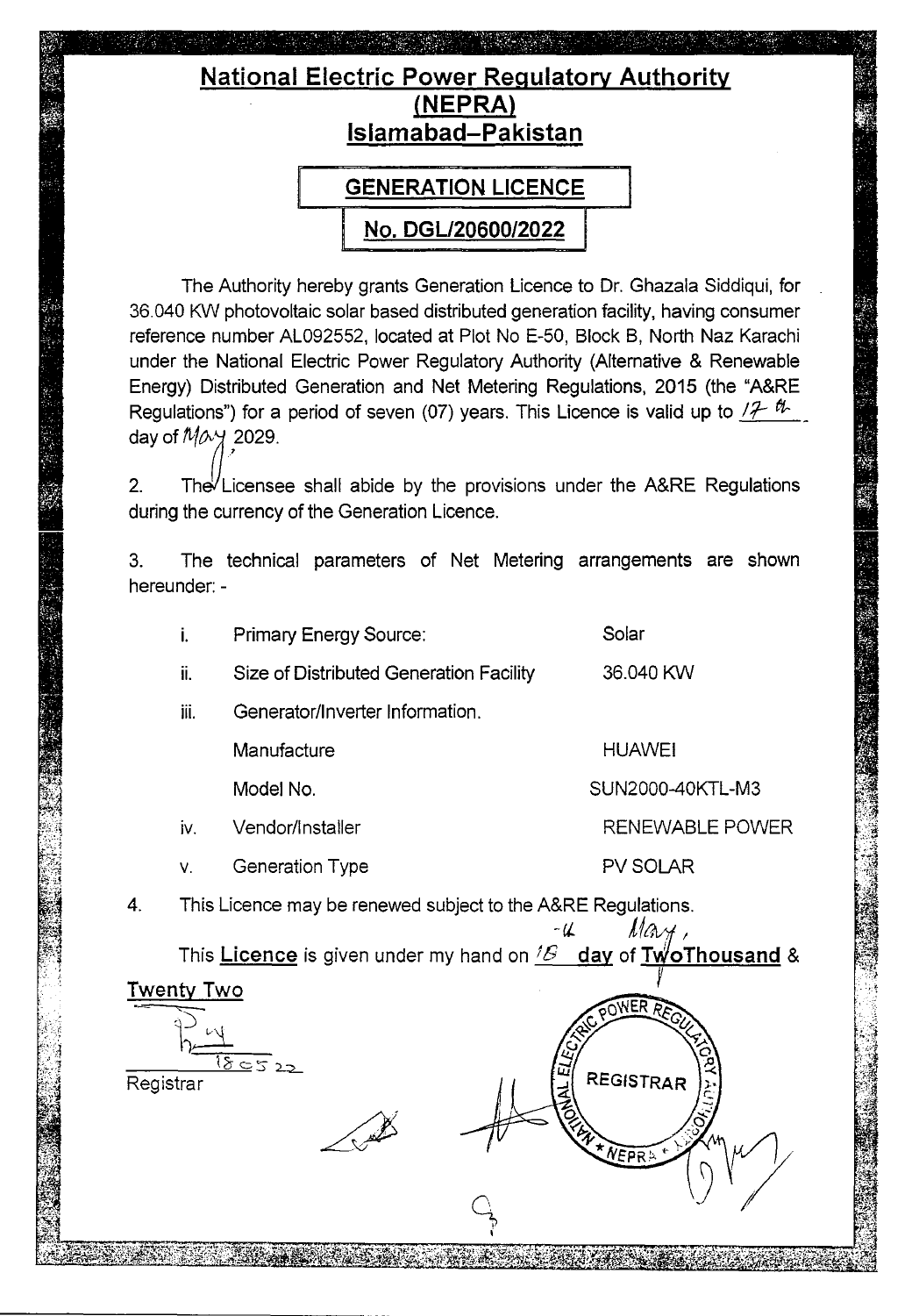# National Electric Power Regulatory Authority (NEPRA)
# Islamabad–Pakistan

## GENERATION LICENCE

## No. DGL/20600/2022

The Authority hereby grants Generation Licence to Dr. Ghazala Siddiqui, for 36.040 KW photovoltaic solar based distributed generation facility, having consumer reference number AL092552, located at Plot No E-50, Block B, North Naz Karachi under the National Electric Power Regulatory Authority (Alternative & Renewable Energy) Distributed Generation and Net Metering Regulations, 2015 (the "A&RE Regulations") for a period of seven (07) years. This Licence is valid up to 17th day of May 2029.

2. The Licensee shall abide by the provisions under the A&RE Regulations during the currency of the Generation Licence.

3. The technical parameters of Net Metering arrangements are shown hereunder: -

| | | |
|---|---|---|
| i. | Primary Energy Source: | Solar |
| ii. | Size of Distributed Generation Facility | 36.040 KW |
| iii. | Generator/Inverter Information. | |
| | Manufacture | HUAWEI |
| | Model No. | SUN2000-40KTL-M3 |
| iv. | Vendor/Installer | RENEWABLE POWER |
| v. | Generation Type | PV SOLAR |

4. This Licence may be renewed subject to the A&RE Regulations.

This **Licence** is given under my hand on 18th **day** of May, **TwoThousand** & **Twenty Two**

18 05 22

Registrar

REGISTRAR
NATIONAL ELECTRIC POWER REGULATORY AUTHORITY
NEPRA